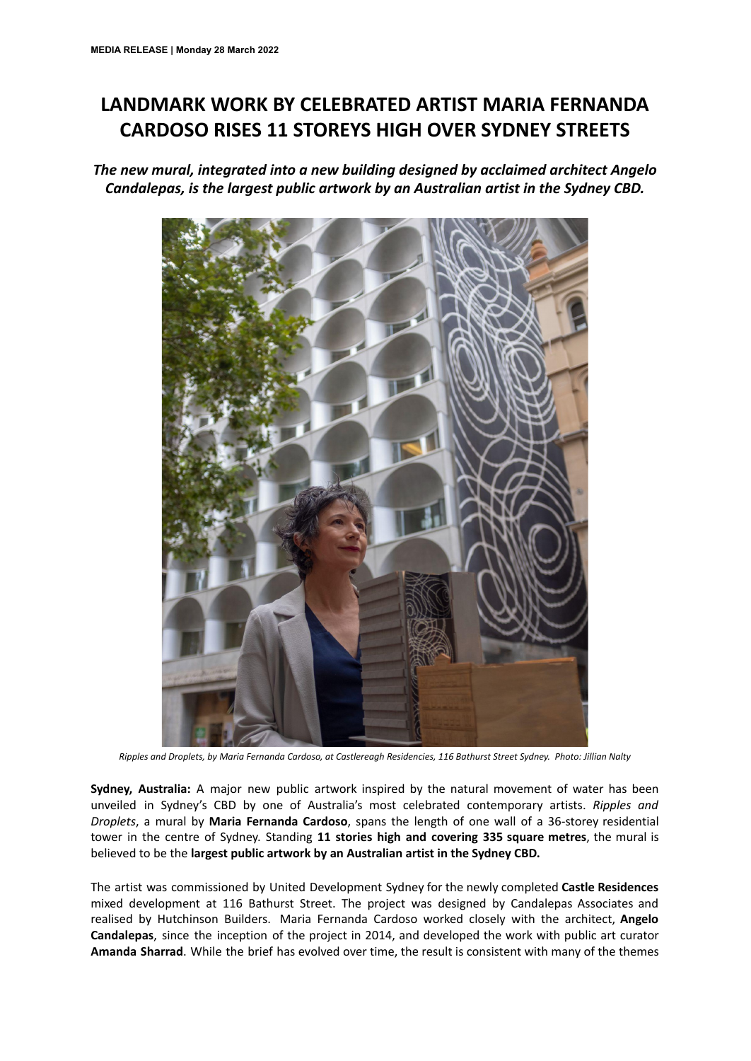**MEDIA RELEASE | Monday 28 March 2022**

# LANDMARK WORK BY CELEBRATED ARTIST MARIA FERNANDA CARDOSO RISES 11 STOREYS HIGH OVER SYDNEY STREETS

***The new mural, integrated into a new building designed by acclaimed architect Angelo Candalepas, is the largest public artwork by an Australian artist in the Sydney CBD.***

*Ripples and Droplets, by Maria Fernanda Cardoso, at Castlereagh Residencies, 116 Bathurst Street Sydney. Photo: Jillian Nalty*

**Sydney, Australia:** A major new public artwork inspired by the natural movement of water has been unveiled in Sydney's CBD by one of Australia's most celebrated contemporary artists. *Ripples and Droplets*, a mural by **Maria Fernanda Cardoso**, spans the length of one wall of a 36-storey residential tower in the centre of Sydney. Standing **11 stories high and covering 335 square metres**, the mural is believed to be the **largest public artwork by an Australian artist in the Sydney CBD.**

The artist was commissioned by United Development Sydney for the newly completed **Castle Residences** mixed development at 116 Bathurst Street. The project was designed by Candalepas Associates and realised by Hutchinson Builders. Maria Fernanda Cardoso worked closely with the architect, **Angelo Candalepas**, since the inception of the project in 2014, and developed the work with public art curator **Amanda Sharrad**. While the brief has evolved over time, the result is consistent with many of the themes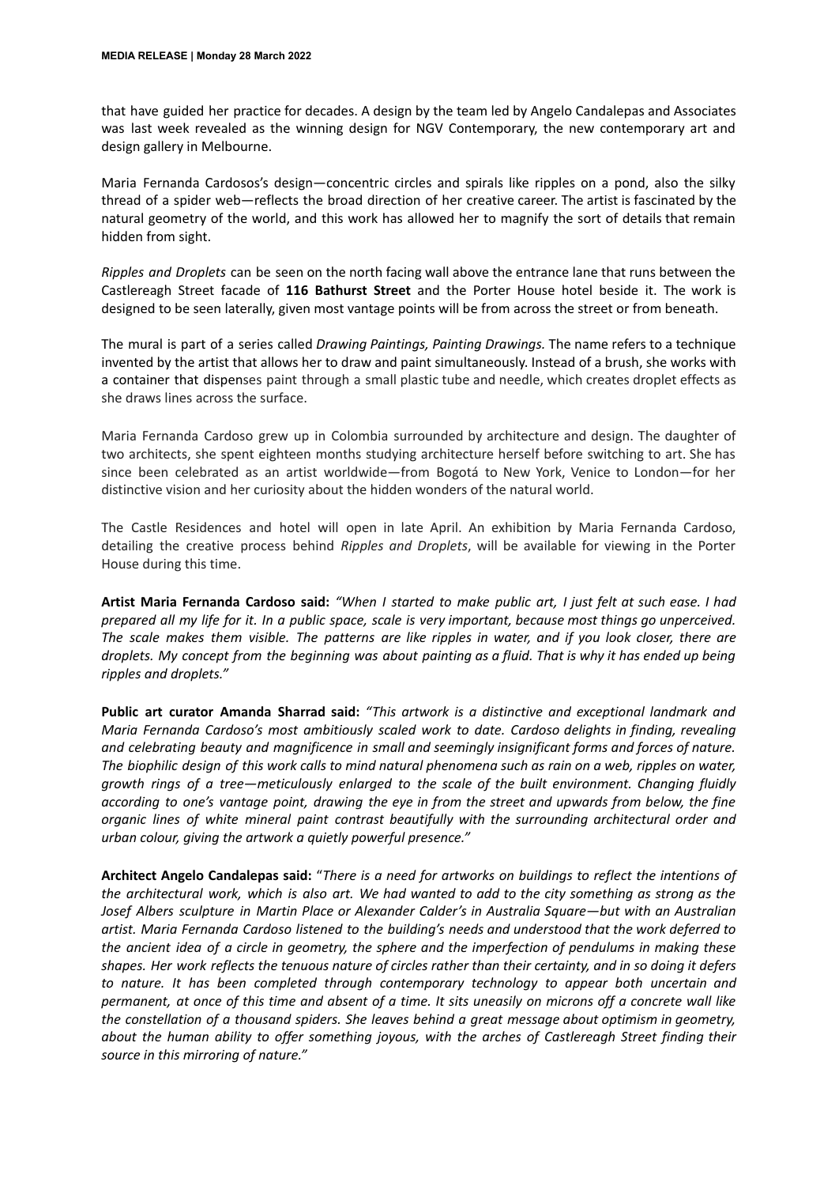that have guided her practice for decades. A design by the team led by Angelo Candalepas and Associates was last week revealed as the winning design for NGV Contemporary, the new contemporary art and design gallery in Melbourne.

Maria Fernanda Cardosos's design—concentric circles and spirals like ripples on a pond, also the silky thread of a spider web—reflects the broad direction of her creative career. The artist is fascinated by the natural geometry of the world, and this work has allowed her to magnify the sort of details that remain hidden from sight.

*Ripples and Droplets* can be seen on the north facing wall above the entrance lane that runs between the Castlereagh Street facade of **116 Bathurst Street** and the Porter House hotel beside it. The work is designed to be seen laterally, given most vantage points will be from across the street or from beneath.

The mural is part of a series called *Drawing Paintings, Painting Drawings.* The name refers to a technique invented by the artist that allows her to draw and paint simultaneously. Instead of a brush, she works with a container that dispenses paint through a small plastic tube and needle, which creates droplet effects as she draws lines across the surface.

Maria Fernanda Cardoso grew up in Colombia surrounded by architecture and design. The daughter of two architects, she spent eighteen months studying architecture herself before switching to art. She has since been celebrated as an artist worldwide—from Bogotá to New York, Venice to London—for her distinctive vision and her curiosity about the hidden wonders of the natural world.

The Castle Residences and hotel will open in late April. An exhibition by Maria Fernanda Cardoso, detailing the creative process behind *Ripples and Droplets*, will be available for viewing in the Porter House during this time.

**Artist Maria Fernanda Cardoso said:** *"When I started to make public art, I just felt at such ease. I had prepared all my life for it. In a public space, scale is very important, because most things go unperceived. The scale makes them visible. The patterns are like ripples in water, and if you look closer, there are droplets. My concept from the beginning was about painting as a fluid. That is why it has ended up being ripples and droplets."*

**Public art curator Amanda Sharrad said:** *"This artwork is a distinctive and exceptional landmark and Maria Fernanda Cardoso's most ambitiously scaled work to date. Cardoso delights in finding, revealing and celebrating beauty and magnificence in small and seemingly insignificant forms and forces of nature. The biophilic design of this work calls to mind natural phenomena such as rain on a web, ripples on water, growth rings of a tree—meticulously enlarged to the scale of the built environment. Changing fluidly according to one's vantage point, drawing the eye in from the street and upwards from below, the fine organic lines of white mineral paint contrast beautifully with the surrounding architectural order and urban colour, giving the artwork a quietly powerful presence."*

**Architect Angelo Candalepas said:** "*There is a need for artworks on buildings to reflect the intentions of the architectural work, which is also art. We had wanted to add to the city something as strong as the Josef Albers sculpture in Martin Place or Alexander Calder's in Australia Square—but with an Australian artist. Maria Fernanda Cardoso listened to the building's needs and understood that the work deferred to the ancient idea of a circle in geometry, the sphere and the imperfection of pendulums in making these shapes. Her work reflects the tenuous nature of circles rather than their certainty, and in so doing it defers to nature. It has been completed through contemporary technology to appear both uncertain and permanent, at once of this time and absent of a time. It sits uneasily on microns off a concrete wall like the constellation of a thousand spiders. She leaves behind a great message about optimism in geometry, about the human ability to offer something joyous, with the arches of Castlereagh Street finding their source in this mirroring of nature."*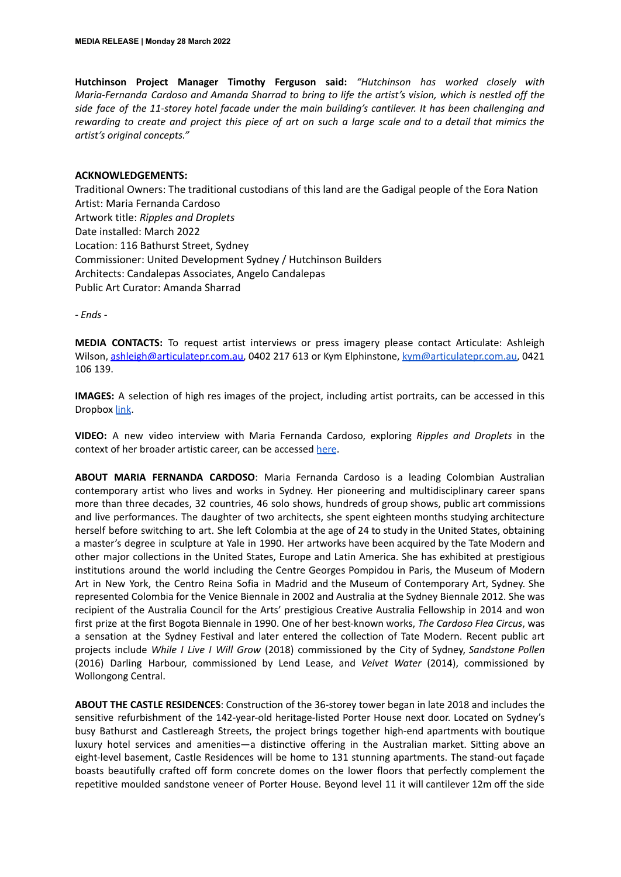**Hutchinson Project Manager Timothy Ferguson said:** *"Hutchinson has worked closely with Maria-Fernanda Cardoso and Amanda Sharrad to bring to life the artist's vision, which is nestled off the side face of the 11-storey hotel facade under the main building's cantilever. It has been challenging and rewarding to create and project this piece of art on such a large scale and to a detail that mimics the artist's original concepts."*

**ACKNOWLEDGEMENTS:**
Traditional Owners: The traditional custodians of this land are the Gadigal people of the Eora Nation
Artist: Maria Fernanda Cardoso
Artwork title: *Ripples and Droplets*
Date installed: March 2022
Location: 116 Bathurst Street, Sydney
Commissioner: United Development Sydney / Hutchinson Builders
Architects: Candalepas Associates, Angelo Candalepas
Public Art Curator: Amanda Sharrad

*- Ends -*

**MEDIA CONTACTS:** To request artist interviews or press imagery please contact Articulate: Ashleigh Wilson, ashleigh@articulatepr.com.au, 0402 217 613 or Kym Elphinstone, kym@articulatepr.com.au, 0421 106 139.

**IMAGES:** A selection of high res images of the project, including artist portraits, can be accessed in this Dropbox link.

**VIDEO:** A new video interview with Maria Fernanda Cardoso, exploring *Ripples and Droplets* in the context of her broader artistic career, can be accessed here.

**ABOUT MARIA FERNANDA CARDOSO**: Maria Fernanda Cardoso is a leading Colombian Australian contemporary artist who lives and works in Sydney. Her pioneering and multidisciplinary career spans more than three decades, 32 countries, 46 solo shows, hundreds of group shows, public art commissions and live performances. The daughter of two architects, she spent eighteen months studying architecture herself before switching to art. She left Colombia at the age of 24 to study in the United States, obtaining a master's degree in sculpture at Yale in 1990. Her artworks have been acquired by the Tate Modern and other major collections in the United States, Europe and Latin America. She has exhibited at prestigious institutions around the world including the Centre Georges Pompidou in Paris, the Museum of Modern Art in New York, the Centro Reina Sofia in Madrid and the Museum of Contemporary Art, Sydney. She represented Colombia for the Venice Biennale in 2002 and Australia at the Sydney Biennale 2012. She was recipient of the Australia Council for the Arts' prestigious Creative Australia Fellowship in 2014 and won first prize at the first Bogota Biennale in 1990. One of her best-known works, *The Cardoso Flea Circus*, was a sensation at the Sydney Festival and later entered the collection of Tate Modern. Recent public art projects include *While I Live I Will Grow* (2018) commissioned by the City of Sydney, *Sandstone Pollen* (2016) Darling Harbour, commissioned by Lend Lease, and *Velvet Water* (2014), commissioned by Wollongong Central.

**ABOUT THE CASTLE RESIDENCES**: Construction of the 36-storey tower began in late 2018 and includes the sensitive refurbishment of the 142-year-old heritage-listed Porter House next door. Located on Sydney's busy Bathurst and Castlereagh Streets, the project brings together high-end apartments with boutique luxury hotel services and amenities—a distinctive offering in the Australian market. Sitting above an eight-level basement, Castle Residences will be home to 131 stunning apartments. The stand-out façade boasts beautifully crafted off form concrete domes on the lower floors that perfectly complement the repetitive moulded sandstone veneer of Porter House. Beyond level 11 it will cantilever 12m off the side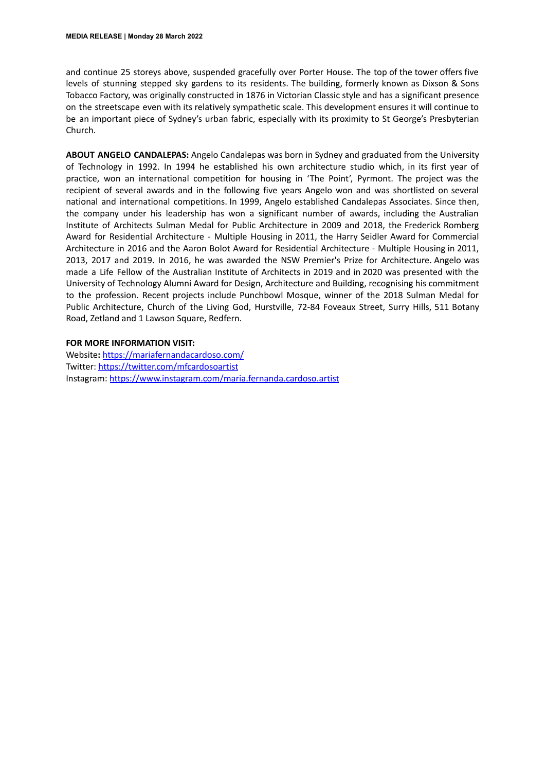and continue 25 storeys above, suspended gracefully over Porter House. The top of the tower offers five levels of stunning stepped sky gardens to its residents. The building, formerly known as Dixson & Sons Tobacco Factory, was originally constructed in 1876 in Victorian Classic style and has a significant presence on the streetscape even with its relatively sympathetic scale. This development ensures it will continue to be an important piece of Sydney's urban fabric, especially with its proximity to St George's Presbyterian Church.

**ABOUT ANGELO CANDALEPAS:** Angelo Candalepas was born in Sydney and graduated from the University of Technology in 1992. In 1994 he established his own architecture studio which, in its first year of practice, won an international competition for housing in 'The Point', Pyrmont. The project was the recipient of several awards and in the following five years Angelo won and was shortlisted on several national and international competitions. In 1999, Angelo established Candalepas Associates. Since then, the company under his leadership has won a significant number of awards, including the Australian Institute of Architects Sulman Medal for Public Architecture in 2009 and 2018, the Frederick Romberg Award for Residential Architecture - Multiple Housing in 2011, the Harry Seidler Award for Commercial Architecture in 2016 and the Aaron Bolot Award for Residential Architecture - Multiple Housing in 2011, 2013, 2017 and 2019. In 2016, he was awarded the NSW Premier's Prize for Architecture. Angelo was made a Life Fellow of the Australian Institute of Architects in 2019 and in 2020 was presented with the University of Technology Alumni Award for Design, Architecture and Building, recognising his commitment to the profession. Recent projects include Punchbowl Mosque, winner of the 2018 Sulman Medal for Public Architecture, Church of the Living God, Hurstville, 72-84 Foveaux Street, Surry Hills, 511 Botany Road, Zetland and 1 Lawson Square, Redfern.

**FOR MORE INFORMATION VISIT:**

Website**:** https://mariafernandacardoso.com/
Twitter: https://twitter.com/mfcardosoartist
Instagram: https://www.instagram.com/maria.fernanda.cardoso.artist